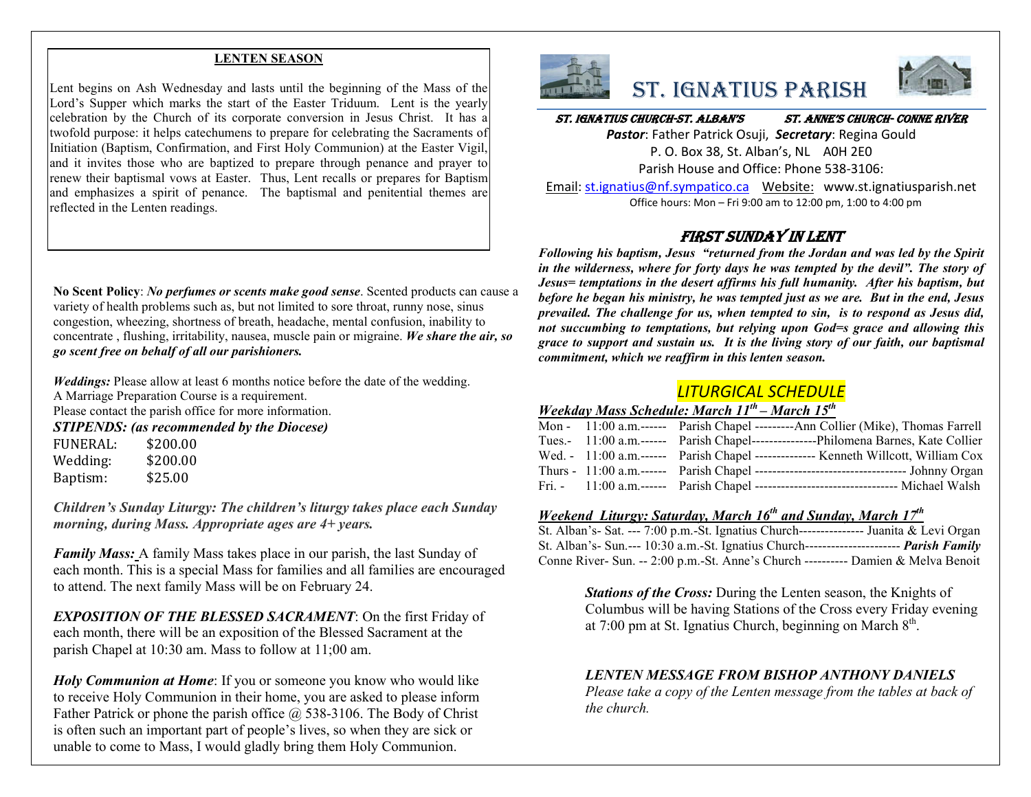## LENTEN SEASON

Lent begins on Ash Wednesday and lasts until the beginning of the Mass of the Lord's Supper which marks the start of the Easter Triduum. Lent is the yearly celebration by the Church of its corporate conversion in Jesus Christ. It has a twofold purpose: it helps catechumens to prepare for celebrating the Sacraments of Initiation (Baptism, Confirmation, and First Holy Communion) at the Easter Vigil, and it invites those who are baptized to prepare through penance and prayer to renew their baptismal vows at Easter. Thus, Lent recalls or prepares for Baptism and emphasizes a spirit of penance. The baptismal and penitential themes are reflected in the Lenten readings.

**No Scent Policy**: ***No perfumes or scents make good sense***. Scented products can cause a variety of health problems such as, but not limited to sore throat, runny nose, sinus congestion, wheezing, shortness of breath, headache, mental confusion, inability to concentrate , flushing, irritability, nausea, muscle pain or migraine. ***We share the air, so go scent free on behalf of all our parishioners.***

***Weddings:*** Please allow at least 6 months notice before the date of the wedding. A Marriage Preparation Course is a requirement. Please contact the parish office for more information.

***STIPENDS: (as recommended by the Diocese)***

| | |
|---|---|
| FUNERAL: | $200.00 |
| Wedding: | $200.00 |
| Baptism: | $25.00 |

***Children's Sunday Liturgy: The children's liturgy takes place each Sunday morning, during Mass. Appropriate ages are 4+ years.***

***Family Mass:*** A family Mass takes place in our parish, the last Sunday of each month. This is a special Mass for families and all families are encouraged to attend. The next family Mass will be on February 24.

***EXPOSITION OF THE BLESSED SACRAMENT***: On the first Friday of each month, there will be an exposition of the Blessed Sacrament at the parish Chapel at 10:30 am. Mass to follow at 11;00 am.

***Holy Communion at Home***: If you or someone you know who would like to receive Holy Communion in their home, you are asked to please inform Father Patrick or phone the parish office @ 538-3106. The Body of Christ is often such an important part of people's lives, so when they are sick or unable to come to Mass, I would gladly bring them Holy Communion.

# ST. IGNATIUS PARISH

**ST. IGNATIUS CHURCH-ST. ALBAN'S ST. ANNE'S CHURCH- CONNE RIVER**

***Pastor***: Father Patrick Osuji, ***Secretary***: Regina Gould
P. O. Box 38, St. Alban's, NL A0H 2E0
Parish House and Office: Phone 538-3106:
Email: st.ignatius@nf.sympatico.ca Website: www.st.ignatiusparish.net
Office hours: Mon – Fri 9:00 am to 12:00 pm, 1:00 to 4:00 pm

## FIRST SUNDAY IN LENT

***Following his baptism, Jesus "returned from the Jordan and was led by the Spirit in the wilderness, where for forty days he was tempted by the devil". The story of Jesus= temptations in the desert affirms his full humanity. After his baptism, but before he began his ministry, he was tempted just as we are. But in the end, Jesus prevailed. The challenge for us, when tempted to sin, is to respond as Jesus did, not succumbing to temptations, but relying upon God=s grace and allowing this grace to support and sustain us. It is the living story of our faith, our baptismal commitment, which we reaffirm in this lenten season.***

## LITURGICAL SCHEDULE

***Weekday Mass Schedule: March 11th – March 15th***

Mon - 11:00 a.m.------ Parish Chapel ---------Ann Collier (Mike), Thomas Farrell
Tues.- 11:00 a.m.------ Parish Chapel---------------Philomena Barnes, Kate Collier
Wed. - 11:00 a.m.------ Parish Chapel -------------- Kenneth Willcott, William Cox
Thurs - 11:00 a.m.------ Parish Chapel ----------------------------------- Johnny Organ
Fri. - 11:00 a.m.------ Parish Chapel --------------------------------- Michael Walsh

***Weekend Liturgy: Saturday, March 16th and Sunday, March 17th***

St. Alban's- Sat. --- 7:00 p.m.-St. Ignatius Church--------------- Juanita & Levi Organ
St. Alban's- Sun.--- 10:30 a.m.-St. Ignatius Church---------------------- ***Parish Family***
Conne River- Sun. -- 2:00 p.m.-St. Anne's Church ---------- Damien & Melva Benoit

***Stations of the Cross:*** During the Lenten season, the Knights of Columbus will be having Stations of the Cross every Friday evening at 7:00 pm at St. Ignatius Church, beginning on March 8th.

***LENTEN MESSAGE FROM BISHOP ANTHONY DANIELS***
*Please take a copy of the Lenten message from the tables at back of the church.*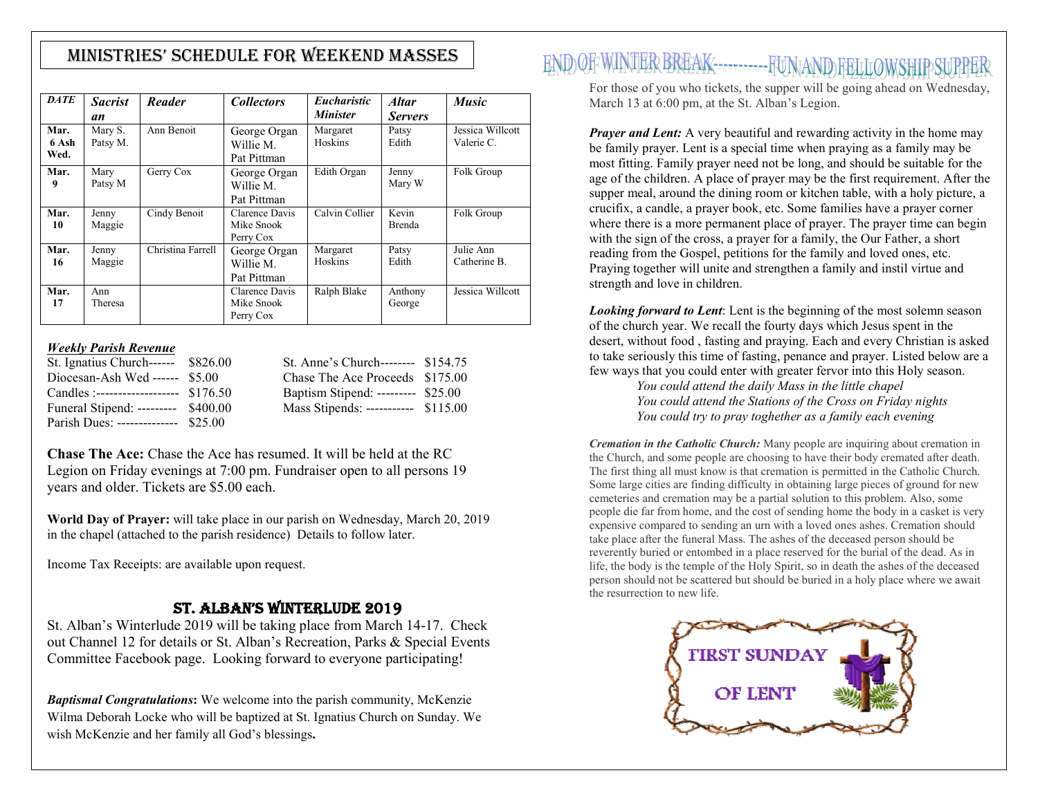## MINISTRIES' SCHEDULE FOR WEEKEND MASSES

| *DATE* | *Sacristan* | *Reader* | *Collectors* | *Eucharistic Minister* | *Altar Servers* | *Music* |
|---|---|---|---|---|---|---|
| **Mar. 6 Ash Wed.** | Mary S. Patsy M. | Ann Benoit | George Organ Willie M. Pat Pittman | Margaret Hoskins | Patsy Edith | Jessica Willcott Valerie C. |
| **Mar. 9** | Mary Patsy M | Gerry Cox | George Organ Willie M. Pat Pittman | Edith Organ | Jenny Mary W | Folk Group |
| **Mar. 10** | Jenny Maggie | Cindy Benoit | Clarence Davis Mike Snook Perry Cox | Calvin Collier | Kevin Brenda | Folk Group |
| **Mar. 16** | Jenny Maggie | Christina Farrell | George Organ Willie M. Pat Pittman | Margaret Hoskins | Patsy Edith | Julie Ann Catherine B. |
| **Mar. 17** | Ann Theresa | | Clarence Davis Mike Snook Perry Cox | Ralph Blake | Anthony George | Jessica Willcott |

***Weekly Parish Revenue***

St. Ignatius Church------ $826.00
Diocesan-Ash Wed ------ $5.00
Candles :------------------- $176.50
Funeral Stipend: --------- $400.00
Parish Dues: -------------- $25.00

St. Anne's Church-------- $154.75
Chase The Ace Proceeds $175.00
Baptism Stipend: --------- $25.00
Mass Stipends: ----------- $115.00

**Chase The Ace:** Chase the Ace has resumed. It will be held at the RC Legion on Friday evenings at 7:00 pm. Fundraiser open to all persons 19 years and older. Tickets are $5.00 each.

**World Day of Prayer:** will take place in our parish on Wednesday, March 20, 2019 in the chapel (attached to the parish residence) Details to follow later.

Income Tax Receipts: are available upon request.

## ST. ALBAN'S WINTERLUDE 2019

St. Alban's Winterlude 2019 will be taking place from March 14-17. Check out Channel 12 for details or St. Alban's Recreation, Parks & Special Events Committee Facebook page. Looking forward to everyone participating!

***Baptismal Congratulations*:** We welcome into the parish community, McKenzie Wilma Deborah Locke who will be baptized at St. Ignatius Church on Sunday. We wish McKenzie and her family all God's blessings**.**

## END OF WINTER BREAK-----------FUN AND FELLOWSHIP SUPPER

For those of you who tickets, the supper will be going ahead on Wednesday, March 13 at 6:00 pm, at the St. Alban's Legion.

***Prayer and Lent:*** A very beautiful and rewarding activity in the home may be family prayer. Lent is a special time when praying as a family may be most fitting. Family prayer need not be long, and should be suitable for the age of the children. A place of prayer may be the first requirement. After the supper meal, around the dining room or kitchen table, with a holy picture, a crucifix, a candle, a prayer book, etc. Some families have a prayer corner where there is a more permanent place of prayer. The prayer time can begin with the sign of the cross, a prayer for a family, the Our Father, a short reading from the Gospel, petitions for the family and loved ones, etc. Praying together will unite and strengthen a family and instil virtue and strength and love in children.

***Looking forward to Lent***: Lent is the beginning of the most solemn season of the church year. We recall the fourty days which Jesus spent in the desert, without food , fasting and praying. Each and every Christian is asked to take seriously this time of fasting, penance and prayer. Listed below are a few ways that you could enter with greater fervor into this Holy season.

*You could attend the daily Mass in the little chapel*
*You could attend the Stations of the Cross on Friday nights*
*You could try to pray toghether as a family each evening*

***Cremation in the Catholic Church:*** Many people are inquiring about cremation in the Church, and some people are choosing to have their body cremated after death. The first thing all must know is that cremation is permitted in the Catholic Church. Some large cities are finding difficulty in obtaining large pieces of ground for new cemeteries and cremation may be a partial solution to this problem. Also, some people die far from home, and the cost of sending home the body in a casket is very expensive compared to sending an urn with a loved ones ashes. Cremation should take place after the funeral Mass. The ashes of the deceased person should be reverently buried or entombed in a place reserved for the burial of the dead. As in life, the body is the temple of the Holy Spirit, so in death the ashes of the deceased person should not be scattered but should be buried in a holy place where we await the resurrection to new life.

FIRST SUNDAY OF LENT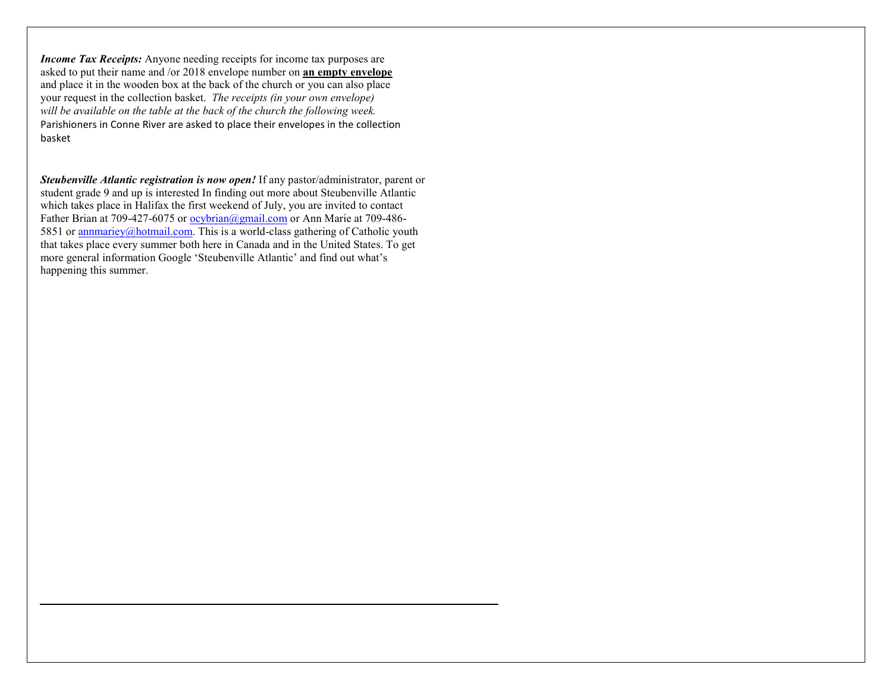***Income Tax Receipts:*** Anyone needing receipts for income tax purposes are asked to put their name and /or 2018 envelope number on **an empty envelope** and place it in the wooden box at the back of the church or you can also place your request in the collection basket. *The receipts (in your own envelope) will be available on the table at the back of the church the following week.* Parishioners in Conne River are asked to place their envelopes in the collection basket

***Steubenville Atlantic registration is now open!*** If any pastor/administrator, parent or student grade 9 and up is interested In finding out more about Steubenville Atlantic which takes place in Halifax the first weekend of July, you are invited to contact Father Brian at 709-427-6075 or ocybrian@gmail.com or Ann Marie at 709-486-5851 or annmariey@hotmail.com. This is a world-class gathering of Catholic youth that takes place every summer both here in Canada and in the United States. To get more general information Google 'Steubenville Atlantic' and find out what's happening this summer.